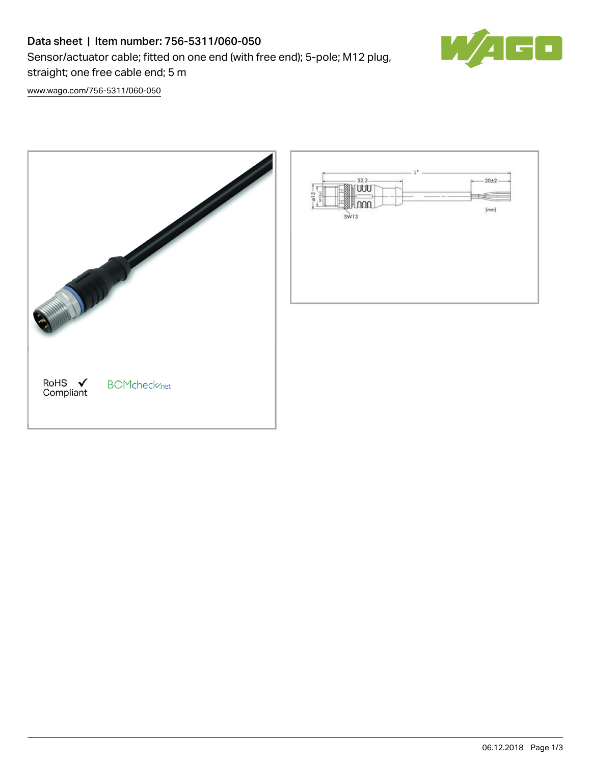# Data sheet | Item number: 756-5311/060-050

Sensor/actuator cable; fitted on one end (with free end); 5-pole; M12 plug, straight; one free cable end; 5 m

www.wago.com/756-5311/060-050

RoHS ✓ Compliant

BOMcheck.net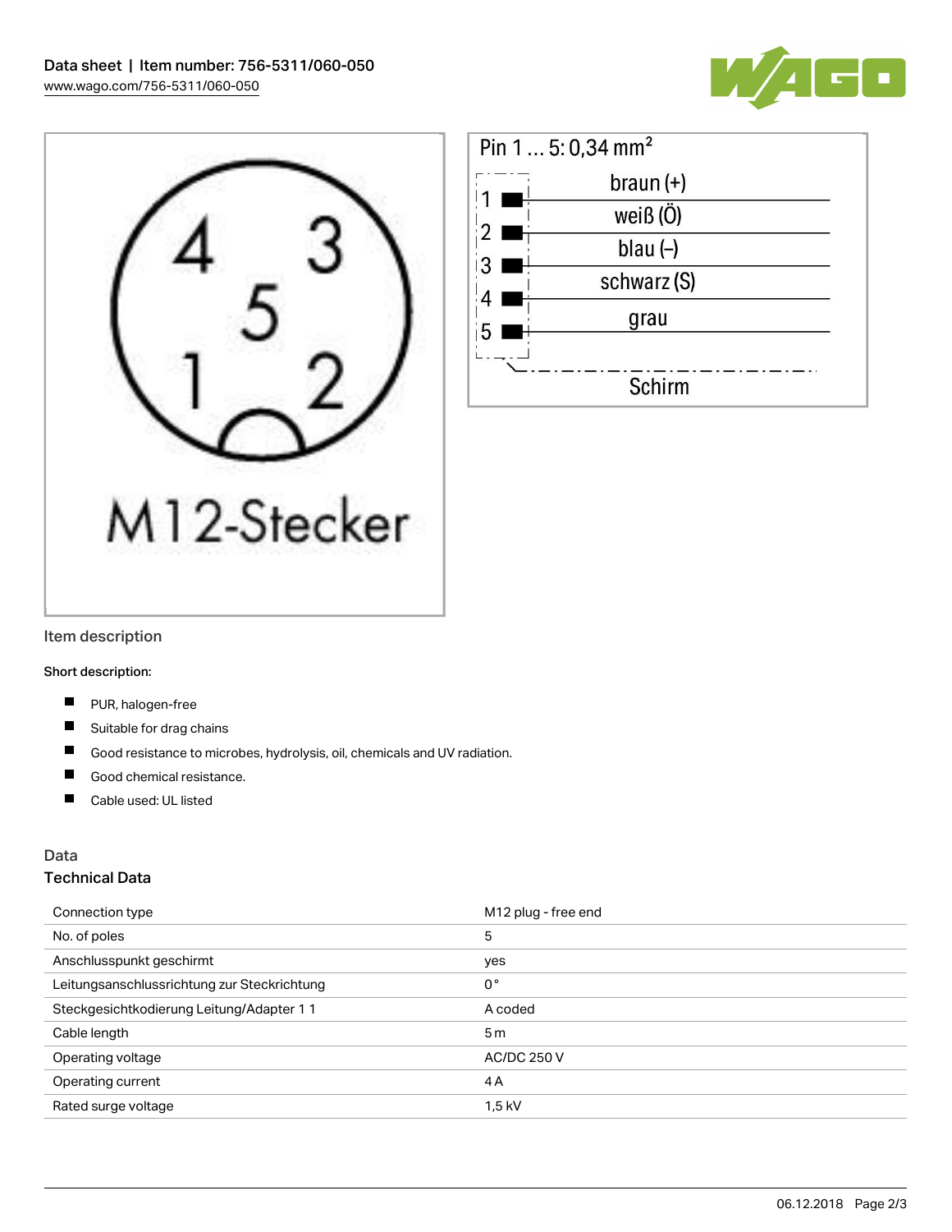M12-Stecker

Pin 1 ... 5: 0,34 mm²

| Pin | Color |
| --- | --- |
| 1 | braun (+) |
| 2 | weiß (Ö) |
| 3 | blau (–) |
| 4 | schwarz (S) |
| 5 | grau |
| | Schirm |

## Item description

**Short description:**

- PUR, halogen-free
- Suitable for drag chains
- Good resistance to microbes, hydrolysis, oil, chemicals and UV radiation.
- Good chemical resistance.
- Cable used: UL listed

## Data

### Technical Data

| | |
| --- | --- |
| Connection type | M12 plug - free end |
| No. of poles | 5 |
| Anschlusspunkt geschirmt | yes |
| Leitungsanschlussrichtung zur Steckrichtung | 0 ° |
| Steckgesichtkodierung Leitung/Adapter 1 1 | A coded |
| Cable length | 5 m |
| Operating voltage | AC/DC 250 V |
| Operating current | 4 A |
| Rated surge voltage | 1,5 kV |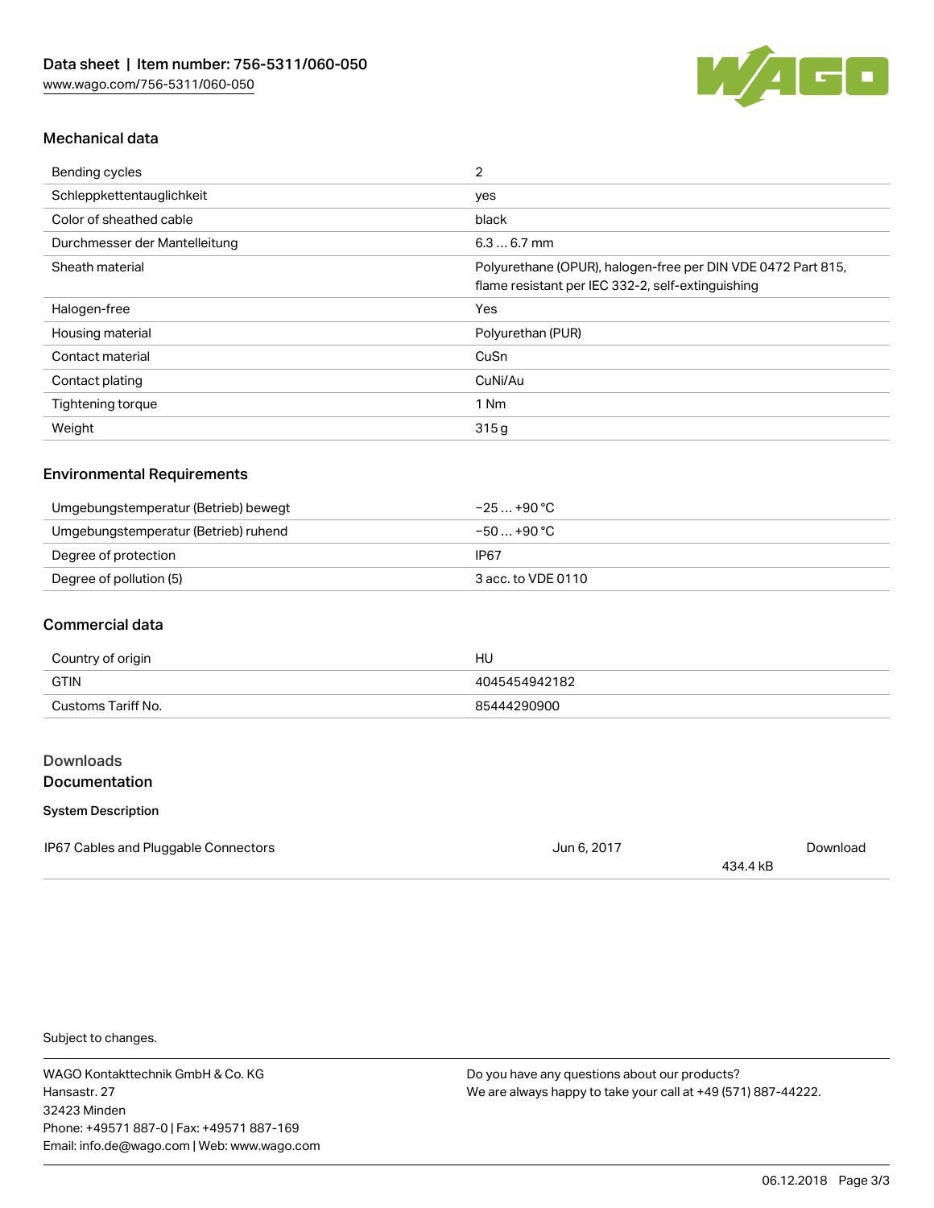## Mechanical data

| | |
|---|---|
| Bending cycles | 2 |
| Schleppkettentauglichkeit | yes |
| Color of sheathed cable | black |
| Durchmesser der Mantelleitung | 6.3 … 6.7 mm |
| Sheath material | Polyurethane (OPUR), halogen-free per DIN VDE 0472 Part 815, flame resistant per IEC 332-2, self-extinguishing |
| Halogen-free | Yes |
| Housing material | Polyurethan (PUR) |
| Contact material | CuSn |
| Contact plating | CuNi/Au |
| Tightening torque | 1 Nm |
| Weight | 315 g |

## Environmental Requirements

| | |
|---|---|
| Umgebungstemperatur (Betrieb) bewegt | −25 … +90 °C |
| Umgebungstemperatur (Betrieb) ruhend | −50 … +90 °C |
| Degree of protection | IP67 |
| Degree of pollution (5) | 3 acc. to VDE 0110 |

## Commercial data

| | |
|---|---|
| Country of origin | HU |
| GTIN | 4045454942182 |
| Customs Tariff No. | 85444290900 |

## Downloads

## Documentation

### System Description

| | | | |
|---|---|---|---|
| IP67 Cables and Pluggable Connectors | Jun 6, 2017 | 434.4 kB | Download |

Subject to changes.

WAGO Kontakttechnik GmbH & Co. KG
Hansastr. 27
32423 Minden
Phone: +49571 887-0 | Fax: +49571 887-169
Email: info.de@wago.com | Web: www.wago.com

Do you have any questions about our products?
We are always happy to take your call at +49 (571) 887-44222.